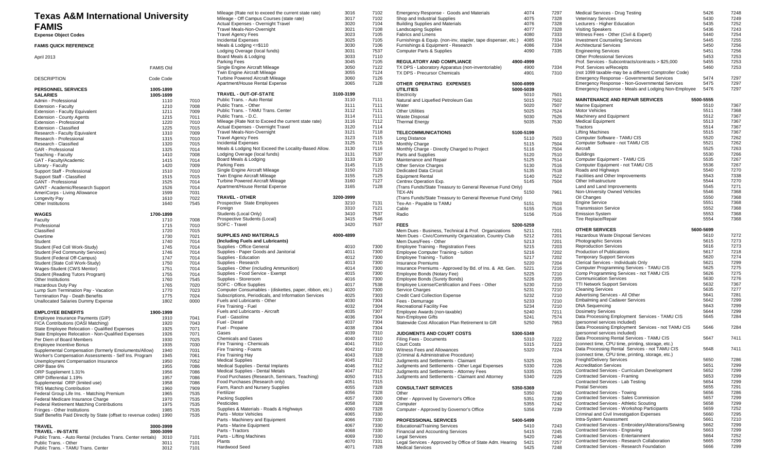# Texas A&M International University

# FAMIS

**Expense Object Codes**

**FAMIS QUICK REFERENCE**

April 2013

| DESCRIPTION | FAMIS Code | Old Code |
|---|---|---|
| **PERSONNEL SERVICES** | **1005-1899** | |
| **SALARIES** | **1005-1699** | |
| Admin - Professional | 1110 | 7010 |
| Extension - Faculty | 1210 | 7008 |
| Extension - Faculty Equivalent | 1211 | 7009 |
| Extension - County Agents | 1215 | 7011 |
| Extension - Professional | 1220 | 7010 |
| Extension - Classified | 1225 | 7015 |
| Research - Faculty Equivalent | 1310 | 7009 |
| Research - Professional | 1315 | 7010 |
| Research - Classified | 1320 | 7015 |
| GAR - Professional | 1325 | 7014 |
| Teaching - Faculty | 1410 | 7008 |
| GAT - Faculty/Academic | 1415 | 7014 |
| Library - Faculty | 1420 | 7009 |
| Support Staff - Professional | 1510 | 7010 |
| Support Staff - Classified | 1515 | 7015 |
| GANT - Professional | 1525 | 7014 |
| GANT - Academic/Research Support | 1526 | 7014 |
| AmeriCorps - Living Allowance | 1599 | 7031 |
| Longevity Pay | 1610 | 7022 |
| Other Institutions | 1640 | 7545 |
| **WAGES** | **1700-1899** | |
| Faculty | 1710 | 7008 |
| Professional | 1715 | 7010 |
| Classified | 1720 | 7015 |
| Overtime | 1730 | 7021 |
| Student | 1740 | 7014 |
| Student (Fed Coll Work-Study) | 1745 | 7014 |
| Student (Fed Community Services) | 1746 | 7014 |
| Student (Federal Off-Campus) | 1747 | 7014 |
| Student (State Coll Work-Study) | 1750 | 7014 |
| Wages-Student (CWS Mentor) | 1751 | 7014 |
| Student (Reading Tutors Program) | 1755 | 7014 |
| Other Institutions | 1760 | 7545 |
| Hazardous Duty Pay | 1765 | 7020 |
| Lump Sum Termination Pay - Vacation | 1770 | 7023 |
| Termination Pay - Death Benefits | 1775 | 7024 |
| Unallocated Salaries Dummy Expense | 1802 | 0000 |
| **EMPLOYEE BENEFITS** | **1900-1999** | |
| Employee Insurance Payments (GIP) | 1910 | 7041 |
| FICA Contributions (OASI Matching) | 1920 | 7043 |
| State Employee Relocation - Qualified Expenses | 1925 | 7071 |
| State Employee Relocation - Non-Qualified Expenses | 1926 | 7071 |
| Per Diem of Board Members | 1930 | 7025 |
| Employee Incentive Bonus | 1935 | 7030 |
| Supplemental Compensation (formerly Emoluments/Allow) | 1940 | 7031 |
| Worker's Compensation Assessments - Self Ins. Program | 1945 | 7061 |
| Unemployment Compensation Insurance | 1950 | 7052 |
| ORP Base 6% | 1955 | 7086 |
| ORP Supplement 1.31% | 1956 | 7086 |
| ORP Differential 1.19% | 1957 | 7086 |
| Supplemental ORP (limited use) | 1958 | 7086 |
| TRS Matching Contribution | 1960 | 7909 |
| Federal Group Life Ins. - Matching Premium | 1965 | 7535 |
| Federal Medicare Insurance Charge | 1970 | 7535 |
| Federal Retirement Matching Contributions | 1975 | 7535 |
| Fringes - Other Institutions | 1985 | 7535 |
| Staff Benefits Paid Directly by State (offset to revenue codes) | 1990 | 7535 |
| **TRAVEL** | **3000-3999** | |
| **TRAVEL - IN-STATE** | **3000-3099** | |
| Public Trans. - Auto Rental (Includes Trans. Center rentals) | 3010 | 7101 |
| Public Trans. - Other | 3011 | 7101 |
| Public Trans. - TAMU Trans. Center | 3012 | 7101 |
| Mileage (Rate not to exceed the current state rate) | 3016 | 7102 |
| Mileage - Off Campus Courses (state rate) | 3017 | 7102 |
| Actual Expenses - Overnight Travel | 3020 | 7104 |
| Travel Meals-Non-Overnight | 3021 | 7108 |
| Travel Agency Fees | 3023 | 7105 |
| Incidental Expenses | 3025 | 7105 |
| Meals & Lodging <=$110 | 3030 | 7106 |
| Lodging Overage (local funds) | 3031 | 7537 |
| Board Meals & Lodging | 3033 | 7110 |
| Parking Fees | 3045 | 7105 |
| Single Engine Aircraft Mileage | 3050 | 7122 |
| Twin Engine Aircraft Mileage | 3055 | 7124 |
| Turbine Powered Aircraft Mileage | 3060 | 7126 |
| Apartment/House Rental Expense | 3065 | 7128 |
| **TRAVEL - OUT-OF-STATE** | **3100-3199** | |
| Public Trans. - Auto Rental | 3110 | 7111 |
| Public Trans. - Other | 3111 | 7111 |
| Public Trans. - TAMU Trans. Center | 3112 | 7111 |
| Public Trans. - D.C. | 3114 | 7111 |
| Mileage (Rate Not to Exceed the current state rate) | 3116 | 7112 |
| Actual Expenses - Overnight Travel | 3120 | 7114 |
| Travel Meals-Non-Overnight | 3121 | 7118 |
| Travel Agency Fees | 3123 | 7115 |
| Incidental Expenses | 3125 | 7115 |
| Meals & Lodging Not Exceed the Locality-Based Allow. | 3130 | 7116 |
| Lodging Overage (local funds) | 3131 | 7537 |
| Board Meals & Lodging | 3133 | 7130 |
| Parking Fees | 3145 | 7115 |
| Single Engine Aircraft Mileage | 3150 | 7123 |
| Twin Engine Aircraft Mileage | 3155 | 7125 |
| Turbine Powered Aircraft Mileage | 3160 | 7127 |
| Apartment/House Rental Expense | 3165 | 7128 |
| **TRAVEL - OTHER** | **3200-3999** | |
| Prospective State Employees | 3210 | 7131 |
| Foreign | 3310 | 7121 |
| Students (Local Only) | 3410 | 7537 |
| Prospective Students (Local) | 3415 | 7546 |
| SOFC - Travel | 3420 | 7537 |
| **SUPPLIES AND MATERIALS** | **4000-4899** | |
| **(Including Fuels and Lubricants)** | | |
| Supplies - Office General | 4010 | 7300 |
| Supplies - Paper Goods and Janitorial | 4011 | 7300 |
| Supplies - Education | 4012 | 7300 |
| Supplies - Research | 4013 | 7300 |
| Supplies - Other (including Ammunition) | 4014 | 7300 |
| Supplies - Food Service - Exempt | 4015 | 7300 |
| Supplies - Storeroom | 4016 | 7300 |
| SOFC - Office Supplies | 4017 | 7538 |
| Computer Consumables - (diskettes, paper, ribbon, etc.) | 4020 | 7300 |
| Subscriptions, Periodicals, and Information Services | 4025 | 7303 |
| Fuels and Lubricants - Other | 4030 | 7304 |
| Fire Training - Fuel | 4032 | 7304 |
| Fuels and Lubricants - Aircraft | 4035 | 7307 |
| Fuel - Gasoline | 4036 | 7304 |
| Fuel - Diesel | 4037 | 7304 |
| Fuel - Propane | 4038 | 7304 |
| Gases | 4039 | 7310 |
| Chemicals and Gases | 4040 | 7310 |
| Fire Training - Chemicals | 4041 | 7310 |
| Fire Training - Foams | 4042 | 7310 |
| Fire Training Hay | 4043 | 7328 |
| Medical Supplies | 4045 | 7312 |
| Medical Supplies - Dental Implants | 4046 | 7312 |
| Medical Supplies - Dental Metals | 4047 | 7312 |
| Food Purchases (Research, Seminars, Teaching) | 4050 | 7315 |
| Food Purchases (Research only) | 4051 | 7315 |
| Farm, Ranch and Nursery Supplies | 4055 | 7328 |
| Fertilizer | 4056 | 7328 |
| Packing Supplies | 4057 | 7300 |
| Pesticides | 4058 | 7328 |
| Supplies & Materials - Roads & Highways | 4060 | 7328 |
| Parts - Motor Vehicles | 4065 | 7330 |
| Parts - Machinery and Equipment | 4066 | 7330 |
| Parts - Marine Equipment | 4067 | 7330 |
| Parts - Tractors | 4068 | 7330 |
| Parts - Lifting Machines | 4069 | 7330 |
| Plants | 4070 | 7331 |
| Hardwood Seed | 4071 | 7328 |
| Emergency Response - Goods and Materials | 4074 | 7297 |
| Shop and Industrial Supplies | 4075 | 7328 |
| Building Supplies and Materials | 4076 | 7328 |
| Landscaping Supplies | 4077 | 7328 |
| Fabrics and Linens | 4080 | 7333 |
| Furnishings & Equip. (non-inv, stapler, tape dispenser, etc.) | 4085 | 7334 |
| Furnishings & Equipment - Research | 4086 | 7334 |
| Computer Parts & Supplies | 4090 | 7335 |
| **REGULATORY AND COMPLIANCE** | **4900-4999** | |
| TX DPS - Laboratory Apparatus (non-inventoriable) | 4900 | 7334 |
| TX DPS - Precursor Chemicals | 4901 | 7310 |
| **OTHER OPERATING EXPENSES** | **5000-6999** | |
| **UTILITIES** | **5000-5039** | |
| Electricity | 5010 | 7501 |
| Natural and Liquefied Petroleum Gas | 5015 | 7502 |
| Water | 5020 | 7507 |
| Other Utilities | 5025 | 7524 |
| Waste Disposal | 5030 | 7526 |
| Thermal Energy | 5035 | 7530 |
| **TELECOMMUNICATIONS** | **5100-5199** | |
| Long Distance | 5110 | 7503 |
| Monthly Charge | 5115 | 7504 |
| Monthly Charge - Directly Charged to Project | 5116 | 7504 |
| Parts and Supplies | 5120 | 7510 |
| Maintenance and Repair | 5125 | 7514 |
| Other Service Charges | 5130 | 7516 |
| Dedicated Data Circuit | 5135 | 7518 |
| Equipment Rental | 5140 | 7522 |
| Centrex Operation Exp. | 5145 | 7504 |
| (Trans Funds/State Treasury to General Revenue Fund Only) TEX-AN | 5150 | 7961 |
| (Trans Funds/State Treasury to General Revenue Fund Only) Tex-An - Payable to TAMU | 5151 | 7503 |
| Cable | 5155 | 7516 |
| Radio | 5156 | 7516 |
| **FEES** | **5200-5259** | |
| Mem Dues - Business, Technical & Prof. Organizations | 5211 | 7201 |
| Mem Dues - Civic/Community Organization, Country Club | 5212 | 7201 |
| Mem Dues/Fees - Other | 5213 | 7201 |
| Employee Training - Registration Fees | 5215 | 7203 |
| Employee Computer Training - tuition | 5216 | 7202 |
| Employee Training - Tuition | 5217 | 7202 |
| Insurance Premiums | 5220 | 7204 |
| Insurance Premiums - Approved by Bd. of Ins. & Att. Gen. | 5221 | 7216 |
| Employee Bonds (Notary Fee) | 5225 | 7210 |
| Employee Bonds (Surety Bonds) | 5226 | 7205 |
| Employee License/Certification and Fees - Other | 5230 | 7210 |
| Service Charges | 5231 | 7210 |
| Credit Card Collection Expense | 5232 | 7210 |
| Fees - Demurrage | 5233 | 7210 |
| Recreational Facility Fee | 5234 | 7210 |
| Employee Awards (non-taxable) | 5240 | 7211 |
| Non-Employee Gifts | 5241 | 7574 |
| Statewide Cost Allocation Plan Retirement to GR | 5250 | 7953 |
| **JUDGMENTS AND COURT COSTS** | **5300-5349** | |
| Filing Fees - Documents | 5310 | 7222 |
| Court Costs | 5315 | 7223 |
| Witness Fees and Allowances (Criminal & Administrative Procedure) | 5320 | 7224 |
| Judgments and Settlements - Claimant | 5325 | 7226 |
| Judgments and Settlements - Other Legal Expenses | 5330 | 7226 |
| Judgments and Settlements - Attorney Fees | 5335 | 7225 |
| Judgments and Settlements - Claimant and Attorney | 5340 | 7229 |
| **CONSULTANT SERVICES** | **5350-5369** | |
| Other | 5350 | 7240 |
| Other - Approved by Governor's Office | 5351 | 7239 |
| Computer | 5355 | 7242 |
| Computer - Approved by Governor's Office | 5356 | 7239 |
| **PROFESSIONAL SERVICES** | **5400-5499** | |
| Educational/Training Services | 5410 | 7243 |
| Financial and Accounting Services | 5415 | 7245 |
| Legal Services | 5420 | 7246 |
| Legal Services - Approved by Office of State Adm. Hearing | 5421 | 7257 |
| Medical Services | 5425 | 7248 |
| Medical Services - Drug Testing | 5426 | 7248 |
| Veterinary Services | 5430 | 7249 |
| Lecturers - Higher Education | 5435 | 7252 |
| Visiting Speakers | 5436 | 7243 |
| Witness Fees - Other (Civil & Expert) | 5440 | 7254 |
| Investment Counseling Services | 5445 | 7255 |
| Architectural Services | 5450 | 7256 |
| Engineering Services | 5451 | 7256 |
| Other Professional Services | 5453 | 7253 |
| Prof. Services - Subcontracts/contracts > $25,000 | 5455 | 7253 |
| Prof. Services w/Receipts (not 1099 taxable-may be a different Comptroller Code) | 5460 | 7253 |
| Emergency Response - Governmental Services | 5474 | 7297 |
| Emergency Response - Non-Governmental Services | 5475 | 7297 |
| Emergency Response - Meals and Lodging Non-Employee | 5476 | 7297 |
| **MAINTENANCE AND REPAIR SERVICES** | **5500-5555** | |
| Marine Equipment | 5510 | 7367 |
| Motor Vehicles | 5511 | 7368 |
| Machinery and Equipment | 5512 | 7367 |
| Medical Equipment | 5513 | 7367 |
| Tractors | 5514 | 7367 |
| Lifting Machines | 5515 | 7367 |
| Computer Software - TAMU CIS | 5520 | 7262 |
| Computer Software - not TAMU CIS | 5521 | 7262 |
| Aircraft | 5525 | 7263 |
| Buildings | 5530 | 7266 |
| Computer Equipment - TAMU CIS | 5535 | 7267 |
| Computer Equipment - not TAMU CIS | 5536 | 7267 |
| Roads and Highways | 5540 | 7270 |
| Facilities and Other Improvements | 5543 | 7338 |
| Other Infrastructure | 5544 | 7270 |
| Land and Land Improvements | 5545 | 7271 |
| Non-University Owned Vehicles | 5546 | 7368 |
| Oil Changes | 5550 | 7368 |
| Engine Service | 5551 | 7368 |
| Transmission Service | 5552 | 7368 |
| Emission System | 5553 | 7368 |
| Tire Replace/Repair | 5554 | 7368 |
| **OTHER SERVICES** | **5600-5699** | |
| Hazardous Waste Disposal Services | 5610 | 7272 |
| Photographic Services | 5615 | 7273 |
| Reproduction Services | 5616 | 7273 |
| Production of Publications | 5617 | 7218 |
| Temporary Support Services | 5620 | 7274 |
| Clerical Services - Individuals Only | 5621 | 7299 |
| Computer Programming Services - TAMU CIS | 5625 | 7275 |
| Comp Programming Services - not TAMU CIS | 5626 | 7275 |
| Communication Services | 5630 | 7276 |
| TTI Network Support Services | 5632 | 7367 |
| Cleaning Services | 5635 | 7277 |
| Advertising Services - All Other | 5641 | 7281 |
| Embalming and Cadaver Services | 5642 | 7299 |
| DNA Sequencing | 5643 | 7299 |
| Dosimetry Services | 5644 | 7299 |
| Data Processing Employment Services - TAMU CIS (personnel services included) | 5645 | 7284 |
| Data Processing Employment Services - not TAMU CIS (personnel services included) | 5646 | 7284 |
| Data Processing Rental Services - TAMU CIS (connect time, CPU time, printing, storage, etc.) | 5647 | 7411 |
| Data Processing Rental Services - not TAMU CIS (connect time, CPU time, printing, storage, etc.) | 5648 | 7411 |
| Freight/Delivery Services | 5650 | 7286 |
| Accreditation Services | 5651 | 7299 |
| Contracted Services - Curriculum Development | 5652 | 7299 |
| Contracted Services - Framing | 5653 | 7299 |
| Contracted Services - Lab Testing | 5654 | 7299 |
| Postal Services | 5655 | 7291 |
| Contracted Services - Towing | 5656 | 7286 |
| Contracted Services - Sales Commission | 5657 | 7299 |
| Contracted Services - Athletic Scouting | 5658 | 7299 |
| Contracted Services - Workshop Participants | 5659 | 7252 |
| Criminal and Civil Investigation Expenses | 5660 | 7295 |
| Intra-System Assessment | 5661 | 7210 |
| Contracted Services - Embroidery/Alterations/Sewing | 5662 | 7299 |
| Contracted Services - Engraving | 5663 | 7299 |
| Contracted Services - Entertainment | 5664 | 7252 |
| Contracted Services - Research Collaboration | 5665 | 7299 |
| Contracted Services - Research Foundation | 5666 | 7299 |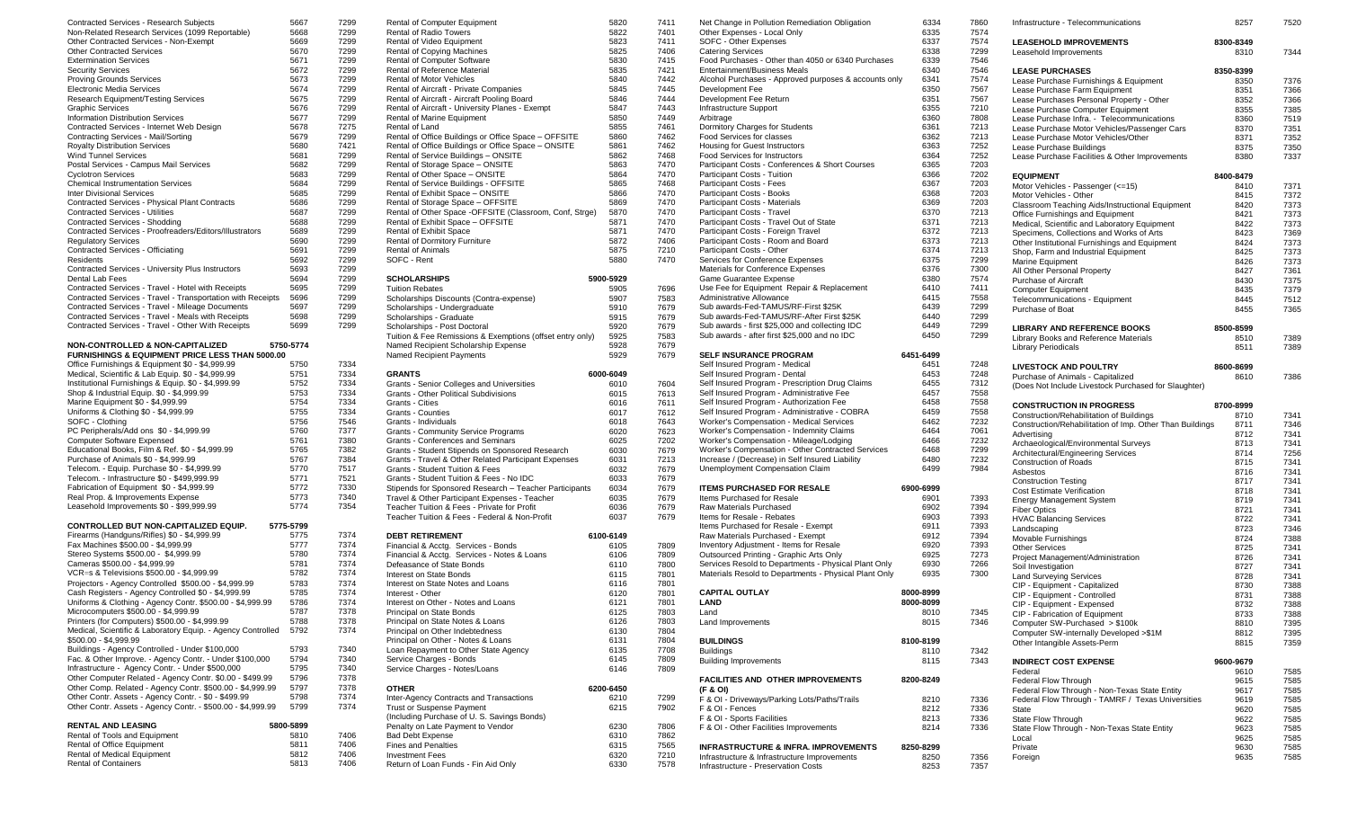| | | |
|---|---|---|
| Contracted Services - Research Subjects | 5667 | 7299 |
| Non-Related Research Services (1099 Reportable) | 5668 | 7299 |
| Other Contracted Services - Non-Exempt | 5669 | 7299 |
| Other Contracted Services | 5670 | 7299 |
| Extermination Services | 5671 | 7299 |
| Security Services | 5672 | 7299 |
| Proving Grounds Services | 5673 | 7299 |
| Electronic Media Services | 5674 | 7299 |
| Research Equipment/Testing Services | 5675 | 7299 |
| Graphic Services | 5676 | 7299 |
| Information Distribution Services | 5677 | 7299 |
| Contracted Services - Internet Web Design | 5678 | 7275 |
| Contracting Services - Mail/Sorting | 5679 | 7299 |
| Royalty Distribution Services | 5680 | 7421 |
| Wind Tunnel Services | 5681 | 7299 |
| Postal Services - Campus Mail Services | 5682 | 7299 |
| Cyclotron Services | 5683 | 7299 |
| Chemical Instrumentation Services | 5684 | 7299 |
| Inter Divisional Services | 5685 | 7299 |
| Contracted Services - Physical Plant Contracts | 5686 | 7299 |
| Contracted Services - Utilities | 5687 | 7299 |
| Contracted Services - Shodding | 5688 | 7299 |
| Contracted Services - Proofreaders/Editors/Illustrators | 5689 | 7299 |
| Regulatory Services | 5690 | 7299 |
| Contracted Services - Officiating | 5691 | 7299 |
| Residents | 5692 | 7299 |
| Contracted Services - University Plus Instructors | 5693 | 7299 |
| Dental Lab Fees | 5694 | 7299 |
| Contracted Services - Travel - Hotel with Receipts | 5695 | 7299 |
| Contracted Services - Travel - Transportation with Receipts | 5696 | 7299 |
| Contracted Services - Travel - Mileage Documents | 5697 | 7299 |
| Contracted Services - Travel - Meals with Receipts | 5698 | 7299 |
| Contracted Services - Travel - Other With Receipts | 5699 | 7299 |
| **NON-CONTROLLED & NON-CAPITALIZED FURNISHINGS & EQUIPMENT PRICE LESS THAN 5000.00** | **5750-5774** | |
| Office Furnishings & Equipment $0 - $4,999.99 | 5750 | 7334 |
| Medical, Scientific & Lab Equip. $0 - $4,999.99 | 5751 | 7334 |
| Institutional Furnishings & Equip. $0 - $4,999.99 | 5752 | 7334 |
| Shop & Industrial Equip. $0 - $4,999.99 | 5753 | 7334 |
| Marine Equipment $0 - $4,999.99 | 5754 | 7334 |
| Uniforms & Clothing $0 - $4,999.99 | 5755 | 7334 |
| SOFC - Clothing | 5756 | 7546 |
| PC Peripherals/Add ons $0 - $4,999.99 | 5760 | 7377 |
| Computer Software Expensed | 5761 | 7380 |
| Educational Books, Film & Ref. $0 - $4,999.99 | 5765 | 7382 |
| Purchase of Animals $0 - $4,999.99 | 5767 | 7384 |
| Telecom. - Equip. Purchase $0 - $4,999.99 | 5770 | 7517 |
| Telecom. - Infrastructure $0 - $499,999.99 | 5771 | 7521 |
| Fabrication of Equipment $0 - $4,999.99 | 5772 | 7330 |
| Real Prop. & Improvements Expense | 5773 | 7340 |
| Leasehold Improvements $0 - $99,999.99 | 5774 | 7354 |
| **CONTROLLED BUT NON-CAPITALIZED EQUIP.** | **5775-5799** | |
| Firearms (Handguns/Rifles) $0 - $4,999.99 | 5775 | 7374 |
| Fax Machines $500.00 - $4,999.99 | 5777 | 7374 |
| Stereo Systems $500.00 - $4,999.99 | 5780 | 7374 |
| Cameras $500.00 - $4,999.99 | 5781 | 7374 |
| VCR=s & Televisions $500.00 - $4,999.99 | 5782 | 7374 |
| Projectors - Agency Controlled $500.00 - $4,999.99 | 5783 | 7374 |
| Cash Registers - Agency Controlled $0 - $4,999.99 | 5785 | 7374 |
| Uniforms & Clothing - Agency Contr. $500.00 - $4,999.99 | 5786 | 7374 |
| Microcomputers $500.00 - $4,999.99 | 5787 | 7378 |
| Printers (for Computers) $500.00 - $4,999.99 | 5788 | 7378 |
| Medical, Scientific & Laboratory Equip. - Agency Controlled $500.00 - $4,999.99 | 5792 | 7374 |
| Buildings - Agency Controlled - Under $100,000 | 5793 | 7340 |
| Fac. & Other Improve. - Agency Contr. - Under $100,000 | 5794 | 7340 |
| Infrastructure - Agency Contr. - Under $500,000 | 5795 | 7340 |
| Other Computer Related - Agency Contr. $0.00 - $499.99 | 5796 | 7378 |
| Other Comp. Related - Agency Contr. $500.00 - $4,999.99 | 5797 | 7378 |
| Other Contr. Assets - Agency Contr. - $0 - $499.99 | 5798 | 7374 |
| Other Contr. Assets - Agency Contr. - $500.00 - $4,999.99 | 5799 | 7374 |
| **RENTAL AND LEASING** | **5800-5899** | |
| Rental of Tools and Equipment | 5810 | 7406 |
| Rental of Office Equipment | 5811 | 7406 |
| Rental of Medical Equipment | 5812 | 7406 |
| Rental of Containers | 5813 | 7406 |
| Rental of Computer Equipment | 5820 | 7411 |
| Rental of Radio Towers | 5822 | 7401 |
| Rental of Video Equipment | 5823 | 7411 |
| Rental of Copying Machines | 5825 | 7406 |
| Rental of Computer Software | 5830 | 7415 |
| Rental of Reference Material | 5835 | 7421 |
| Rental of Motor Vehicles | 5840 | 7442 |
| Rental of Aircraft - Private Companies | 5845 | 7445 |
| Rental of Aircraft - Aircraft Pooling Board | 5846 | 7444 |
| Rental of Aircraft - University Planes - Exempt | 5847 | 7443 |
| Rental of Marine Equipment | 5850 | 7449 |
| Rental of Land | 5855 | 7461 |
| Rental of Office Buildings or Office Space – OFFSITE | 5860 | 7462 |
| Rental of Office Buildings or Office Space – ONSITE | 5861 | 7462 |
| Rental of Service Buildings – ONSITE | 5862 | 7468 |
| Rental of Storage Space – ONSITE | 5863 | 7470 |
| Rental of Other Space – ONSITE | 5864 | 7470 |
| Rental of Service Buildings - OFFSITE | 5865 | 7468 |
| Rental of Exhibit Space – ONSITE | 5866 | 7470 |
| Rental of Storage Space – OFFSITE | 5869 | 7470 |
| Rental of Other Space -OFFSITE (Classroom, Conf, Strge) | 5870 | 7470 |
| Rental of Exhibit Space – OFFSITE | 5871 | 7470 |
| Rental of Exhibit Space | 5871 | 7470 |
| Rental of Dormitory Furniture | 5872 | 7406 |
| Rental of Animals | 5875 | 7210 |
| SOFC - Rent | 5880 | 7470 |
| **SCHOLARSHIPS** | **5900-5929** | |
| Tuition Rebates | 5905 | 7696 |
| Scholarships Discounts (Contra-expense) | 5907 | 7583 |
| Scholarships - Undergraduate | 5910 | 7679 |
| Scholarships - Graduate | 5915 | 7679 |
| Scholarships - Post Doctoral | 5920 | 7679 |
| Tuition & Fee Remissions & Exemptions (offset entry only) | 5925 | 7583 |
| Named Recipient Scholarship Expense | 5928 | 7679 |
| Named Recipient Payments | 5929 | 7679 |
| **GRANTS** | **6000-6049** | |
| Grants - Senior Colleges and Universities | 6010 | 7604 |
| Grants - Other Political Subdivisions | 6015 | 7613 |
| Grants - Cities | 6016 | 7611 |
| Grants - Counties | 6017 | 7612 |
| Grants - Individuals | 6018 | 7643 |
| Grants - Community Service Programs | 6020 | 7623 |
| Grants - Conferences and Seminars | 6025 | 7202 |
| Grants - Student Stipends on Sponsored Research | 6030 | 7679 |
| Grants - Travel & Other Related Participant Expenses | 6031 | 7213 |
| Grants - Student Tuition & Fees | 6032 | 7679 |
| Grants - Student Tuition & Fees - No IDC | 6033 | 7679 |
| Stipends for Sponsored Research – Teacher Participants | 6034 | 7679 |
| Travel & Other Participant Expenses - Teacher | 6035 | 7679 |
| Teacher Tuition & Fees - Private for Profit | 6036 | 7679 |
| Teacher Tuition & Fees - Federal & Non-Profit | 6037 | 7679 |
| **DEBT RETIREMENT** | **6100-6149** | |
| Financial & Acctg. Services - Bonds | 6105 | 7809 |
| Financial & Acctg. Services - Notes & Loans | 6106 | 7809 |
| Defeasance of State Bonds | 6110 | 7800 |
| Interest on State Bonds | 6115 | 7801 |
| Interest on State Notes and Loans | 6116 | 7801 |
| Interest - Other | 6120 | 7801 |
| Interest on Other - Notes and Loans | 6121 | 7801 |
| Principal on State Bonds | 6125 | 7803 |
| Principal on State Notes & Loans | 6126 | 7803 |
| Principal on Other Indebtedness | 6130 | 7804 |
| Principal on Other - Notes & Loans | 6131 | 7804 |
| Loan Repayment to Other State Agency | 6135 | 7708 |
| Service Charges - Bonds | 6145 | 7809 |
| Service Charges - Notes/Loans | 6146 | 7809 |
| **OTHER** | **6200-6450** | |
| Inter-Agency Contracts and Transactions | 6210 | 7299 |
| Trust or Suspense Payment (Including Purchase of U. S. Savings Bonds) | 6215 | 7902 |
| Penalty on Late Payment to Vendor | 6230 | 7806 |
| Bad Debt Expense | 6310 | 7862 |
| Fines and Penalties | 6315 | 7565 |
| Investment Fees | 6320 | 7210 |
| Return of Loan Funds - Fin Aid Only | 6330 | 7578 |
| Net Change in Pollution Remediation Obligation | 6334 | 7860 |
| Other Expenses - Local Only | 6335 | 7574 |
| SOFC - Other Expenses | 6337 | 7574 |
| Catering Services | 6338 | 7299 |
| Food Purchases - Other than 4050 or 6340 Purchases | 6339 | 7546 |
| Entertainment/Business Meals | 6340 | 7546 |
| Alcohol Purchases - Approved purposes & accounts only | 6341 | 7574 |
| Development Fee | 6350 | 7567 |
| Development Fee Return | 6351 | 7567 |
| Infrastructure Support | 6355 | 7210 |
| Arbitrage | 6360 | 7808 |
| Dormitory Charges for Students | 6361 | 7213 |
| Food Services for classes | 6362 | 7213 |
| Housing for Guest Instructors | 6363 | 7252 |
| Food Services for Instructors | 6364 | 7252 |
| Participant Costs - Conferences & Short Courses | 6365 | 7203 |
| Participant Costs - Tuition | 6366 | 7202 |
| Participant Costs - Fees | 6367 | 7203 |
| Participant Costs - Books | 6368 | 7203 |
| Participant Costs - Materials | 6369 | 7203 |
| Participant Costs - Travel | 6370 | 7213 |
| Participant Costs - Travel Out of State | 6371 | 7213 |
| Participant Costs - Foreign Travel | 6372 | 7213 |
| Participant Costs - Room and Board | 6373 | 7213 |
| Participant Costs - Other | 6374 | 7213 |
| Services for Conference Expenses | 6375 | 7299 |
| Materials for Conference Expenses | 6376 | 7300 |
| Game Guarantee Expense | 6380 | 7574 |
| Use Fee for Equipment Repair & Replacement | 6410 | 7411 |
| Administrative Allowance | 6415 | 7558 |
| Sub awards-Fed-TAMUS/RF-First $25K | 6439 | 7299 |
| Sub awards-Fed-TAMUS/RF-After First $25K | 6440 | 7299 |
| Sub awards - first $25,000 and collecting IDC | 6449 | 7299 |
| Sub awards - after first $25,000 and no IDC | 6450 | 7299 |
| **SELF INSURANCE PROGRAM** | **6451-6499** | |
| Self Insured Program - Medical | 6451 | 7248 |
| Self Insured Program - Dental | 6453 | 7248 |
| Self Insured Program - Prescription Drug Claims | 6455 | 7312 |
| Self Insured Program - Administrative Fee | 6457 | 7558 |
| Self Insured Program - Authorization Fee | 6458 | 7558 |
| Self Insured Program - Administrative - COBRA | 6459 | 7558 |
| Worker's Compensation - Medical Services | 6462 | 7232 |
| Worker's Compensation - Indemnity Claims | 6464 | 7061 |
| Worker's Compensation - Mileage/Lodging | 6466 | 7232 |
| Worker's Compensation - Other Contracted Services | 6468 | 7299 |
| Increase / (Decrease) in Self Insured Liability | 6480 | 7232 |
| Unemployment Compensation Claim | 6499 | 7984 |
| **ITEMS PURCHASED FOR RESALE** | **6900-6999** | |
| Items Purchased for Resale | 6901 | 7393 |
| Raw Materials Purchased | 6902 | 7394 |
| Items for Resale - Rebates | 6903 | 7393 |
| Items Purchased for Resale - Exempt | 6911 | 7393 |
| Raw Materials Purchased - Exempt | 6912 | 7394 |
| Inventory Adjustment - Items for Resale | 6920 | 7393 |
| Outsourced Printing - Graphic Arts Only | 6925 | 7273 |
| Services Resold to Departments - Physical Plant Only | 6930 | 7266 |
| Materials Resold to Departments - Physical Plant Only | 6935 | 7300 |
| **CAPITAL OUTLAY** | **8000-8999** | |
| **LAND** | **8000-8099** | |
| Land | 8010 | 7345 |
| Land Improvements | 8015 | 7346 |
| **BUILDINGS** | **8100-8199** | |
| Buildings | 8110 | 7342 |
| Building Improvements | 8115 | 7343 |
| **FACILITIES AND OTHER IMPROVEMENTS (F & OI)** | **8200-8249** | |
| F & OI - Driveways/Parking Lots/Paths/Trails | 8210 | 7336 |
| F & OI - Fences | 8212 | 7336 |
| F & OI - Sports Facilities | 8213 | 7336 |
| F & OI - Other Facilities Improvements | 8214 | 7336 |
| **INFRASTRUCTURE & INFRA. IMPROVEMENTS** | **8250-8299** | |
| Infrastructure & Infrastructure Improvements | 8250 | 7356 |
| Infrastructure - Preservation Costs | 8253 | 7357 |
| Infrastructure - Telecommunications | 8257 | 7520 |
| **LEASEHOLD IMPROVEMENTS** | **8300-8349** | |
| Leasehold Improvements | 8310 | 7344 |
| **LEASE PURCHASES** | **8350-8399** | |
| Lease Purchase Furnishings & Equipment | 8350 | 7376 |
| Lease Purchase Farm Equipment | 8351 | 7366 |
| Lease Purchases Personal Property - Other | 8352 | 7366 |
| Lease Purchase Computer Equipment | 8355 | 7385 |
| Lease Purchase Infra. - Telecommunications | 8360 | 7519 |
| Lease Purchase Motor Vehicles/Passenger Cars | 8370 | 7351 |
| Lease Purchase Motor Vehicles/Other | 8371 | 7352 |
| Lease Purchase Buildings | 8375 | 7350 |
| Lease Purchase Facilities & Other Improvements | 8380 | 7337 |
| **EQUIPMENT** | **8400-8479** | |
| Motor Vehicles - Passenger (<=15) | 8410 | 7371 |
| Motor Vehicles - Other | 8415 | 7372 |
| Classroom Teaching Aids/Instructional Equipment | 8420 | 7373 |
| Office Furnishings and Equipment | 8421 | 7373 |
| Medical, Scientific and Laboratory Equipment | 8422 | 7373 |
| Specimens, Collections and Works of Arts | 8423 | 7369 |
| Other Institutional Furnishings and Equipment | 8424 | 7373 |
| Shop, Farm and Industrial Equipment | 8425 | 7373 |
| Marine Equipment | 8426 | 7373 |
| All Other Personal Property | 8427 | 7361 |
| Purchase of Aircraft | 8430 | 7375 |
| Computer Equipment | 8435 | 7379 |
| Telecommunications - Equipment | 8445 | 7512 |
| Purchase of Boat | 8455 | 7365 |
| **LIBRARY AND REFERENCE BOOKS** | **8500-8599** | |
| Library Books and Reference Materials | 8510 | 7389 |
| Library Periodicals | 8511 | 7389 |
| **LIVESTOCK AND POULTRY** | **8600-8699** | |
| Purchase of Animals - Capitalized (Does Not Include Livestock Purchased for Slaughter) | 8610 | 7386 |
| **CONSTRUCTION IN PROGRESS** | **8700-8999** | |
| Construction/Rehabilitation of Buildings | 8710 | 7341 |
| Construction/Rehabilitation of Imp. Other Than Buildings | 8711 | 7346 |
| Advertising | 8712 | 7341 |
| Archaeological/Environmental Surveys | 8713 | 7341 |
| Architectural/Engineering Services | 8714 | 7256 |
| Construction of Roads | 8715 | 7341 |
| Asbestos | 8716 | 7341 |
| Construction Testing | 8717 | 7341 |
| Cost Estimate Verification | 8718 | 7341 |
| Energy Management System | 8719 | 7341 |
| Fiber Optics | 8721 | 7341 |
| HVAC Balancing Services | 8722 | 7341 |
| Landscaping | 8723 | 7346 |
| Movable Furnishings | 8724 | 7388 |
| Other Services | 8725 | 7341 |
| Project Management/Administration | 8726 | 7341 |
| Soil Investigation | 8727 | 7341 |
| Land Surveying Services | 8728 | 7341 |
| CIP - Equipment - Capitalized | 8730 | 7388 |
| CIP - Equipment - Controlled | 8731 | 7388 |
| CIP - Equipment - Expensed | 8732 | 7388 |
| CIP - Fabrication of Equipment | 8733 | 7388 |
| Computer SW-Purchased > $100k | 8810 | 7395 |
| Computer SW-internally Developed >$1M | 8812 | 7395 |
| Other Intangible Assets-Perm | 8815 | 7359 |
| **INDIRECT COST EXPENSE** | **9600-9679** | |
| Federal | 9610 | 7585 |
| Federal Flow Through | 9615 | 7585 |
| Federal Flow Through - Non-Texas State Entity | 9617 | 7585 |
| Federal Flow Through - TAMRF / Texas Universities | 9619 | 7585 |
| State | 9620 | 7585 |
| State Flow Through | 9622 | 7585 |
| State Flow Through - Non-Texas State Entity | 9623 | 7585 |
| Local | 9625 | 7585 |
| Private | 9630 | 7585 |
| Foreign | 9635 | 7585 |